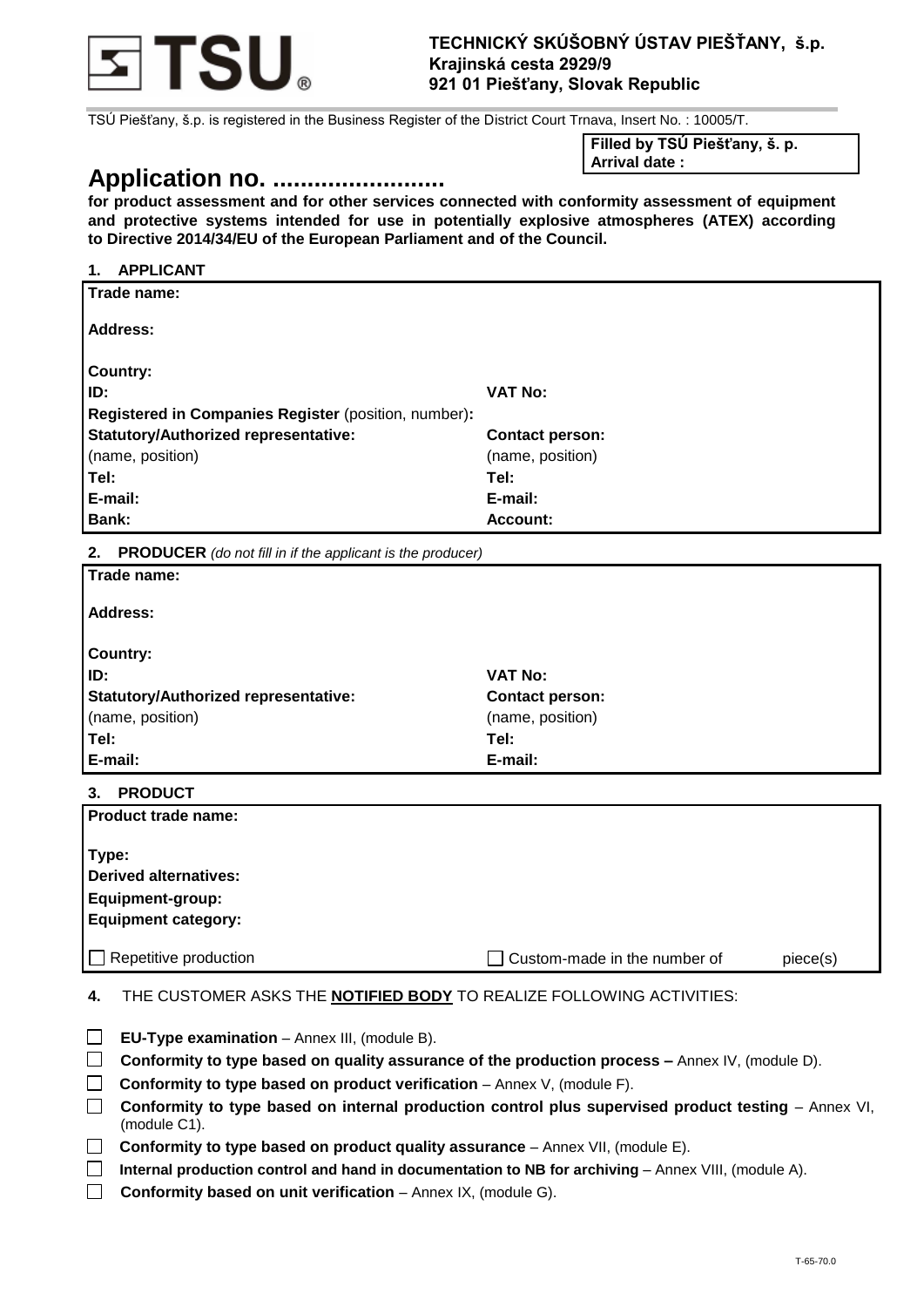**TECHNICKÝ SKÚŠOBNÝ ÚSTAV PIEŠŤANY, š.p.**
**Krajinská cesta 2929/9**
**921 01 Piešťany, Slovak Republic**

TSÚ Piešťany, š.p. is registered in the Business Register of the District Court Trnava, Insert No. : 10005/T.

| **Filled by TSÚ Piešťany, š. p.** |
|---|
| **Arrival date :** |

# Application no. .........................

**for product assessment and for other services connected with conformity assessment of equipment and protective systems intended for use in potentially explosive atmospheres (ATEX) according to Directive 2014/34/EU of the European Parliament and of the Council.**

## 1. APPLICANT

| | |
|---|---|
| **Trade name:** | |
| **Address:** | |
| **Country:** | |
| **ID:** | **VAT No:** |
| **Registered in Companies Register** (position, number)**:** | |
| **Statutory/Authorized representative:** (name, position) | **Contact person:** (name, position) |
| **Tel:** | **Tel:** |
| **E-mail:** | **E-mail:** |
| **Bank:** | **Account:** |

## 2. PRODUCER *(do not fill in if the applicant is the producer)*

| | |
|---|---|
| **Trade name:** | |
| **Address:** | |
| **Country:** | |
| **ID:** | **VAT No:** |
| **Statutory/Authorized representative:** (name, position) | **Contact person:** (name, position) |
| **Tel:** | **Tel:** |
| **E-mail:** | **E-mail:** |

## 3. PRODUCT

| | |
|---|---|
| **Product trade name:** | |
| **Type:** | |
| **Derived alternatives:** | |
| **Equipment-group:** | |
| **Equipment category:** | |
| ☐ Repetitive production | ☐ Custom-made in the number of piece(s) |

**4.** THE CUSTOMER ASKS THE **NOTIFIED BODY** TO REALIZE FOLLOWING ACTIVITIES:

- ☐ **EU-Type examination** – Annex III, (module B).
- ☐ **Conformity to type based on quality assurance of the production process –** Annex IV, (module D).
- ☐ **Conformity to type based on product verification** – Annex V, (module F).
- ☐ **Conformity to type based on internal production control plus supervised product testing** – Annex VI, (module C1).
- ☐ **Conformity to type based on product quality assurance** – Annex VII, (module E).
- ☐ **Internal production control and hand in documentation to NB for archiving** – Annex VIII, (module A).
- ☐ **Conformity based on unit verification** – Annex IX, (module G).

T-65-70.0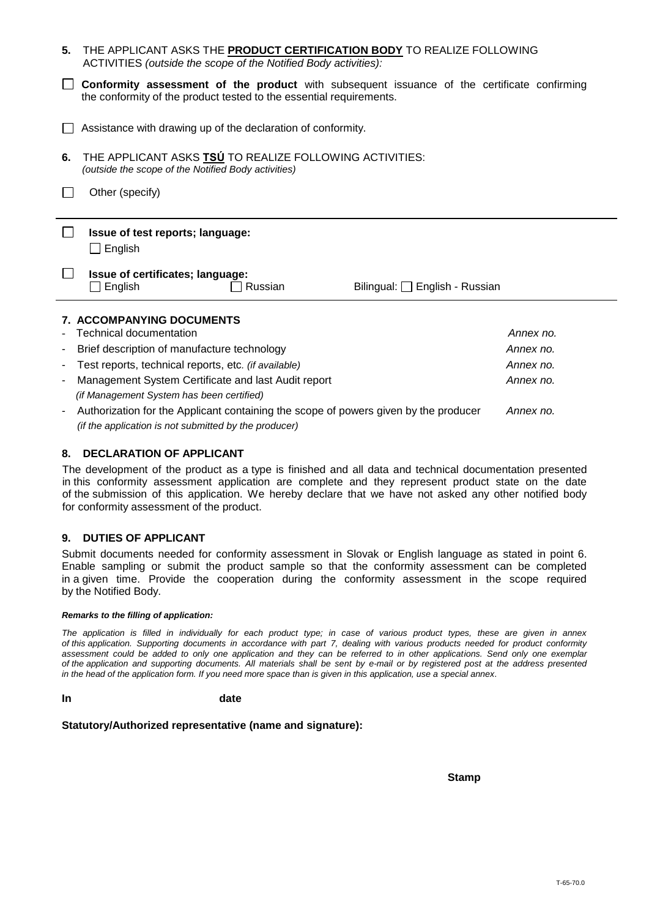**5.** THE APPLICANT ASKS THE **PRODUCT CERTIFICATION BODY** TO REALIZE FOLLOWING ACTIVITIES *(outside the scope of the Notified Body activities):*

☐ **Conformity assessment of the product** with subsequent issuance of the certificate confirming the conformity of the product tested to the essential requirements.

☐ Assistance with drawing up of the declaration of conformity.

**6.** THE APPLICANT ASKS **TSÚ** TO REALIZE FOLLOWING ACTIVITIES:
*(outside the scope of the Notified Body activities)*

☐ Other (specify)

---

☐ **Issue of test reports; language:**
☐ English

☐ **Issue of certificates; language:**
☐ English ☐ Russian Bilingual: ☐ English - Russian

---

## 7. ACCOMPANYING DOCUMENTS

| | |
|---|---|
| - Technical documentation | *Annex no.* |
| - Brief description of manufacture technology | *Annex no.* |
| - Test reports, technical reports, etc. *(if available)* | *Annex no.* |
| - Management System Certificate and last Audit report *(if Management System has been certified)* | *Annex no.* |
| - Authorization for the Applicant containing the scope of powers given by the producer *(if the application is not submitted by the producer)* | *Annex no.* |

## 8. DECLARATION OF APPLICANT

The development of the product as a type is finished and all data and technical documentation presented in this conformity assessment application are complete and they represent product state on the date of the submission of this application. We hereby declare that we have not asked any other notified body for conformity assessment of the product.

## 9. DUTIES OF APPLICANT

Submit documents needed for conformity assessment in Slovak or English language as stated in point 6. Enable sampling or submit the product sample so that the conformity assessment can be completed in a given time. Provide the cooperation during the conformity assessment in the scope required by the Notified Body.

***Remarks to the filling of application:***

*The application is filled in individually for each product type; in case of various product types, these are given in annex of this application. Supporting documents in accordance with part 7, dealing with various products needed for product conformity assessment could be added to only one application and they can be referred to in other applications. Send only one exemplar of the application and supporting documents. All materials shall be sent by e-mail or by registered post at the address presented in the head of the application form. If you need more space than is given in this application, use a special annex.*

**In** **date**

**Statutory/Authorized representative (name and signature):**

**Stamp**

T-65-70.0